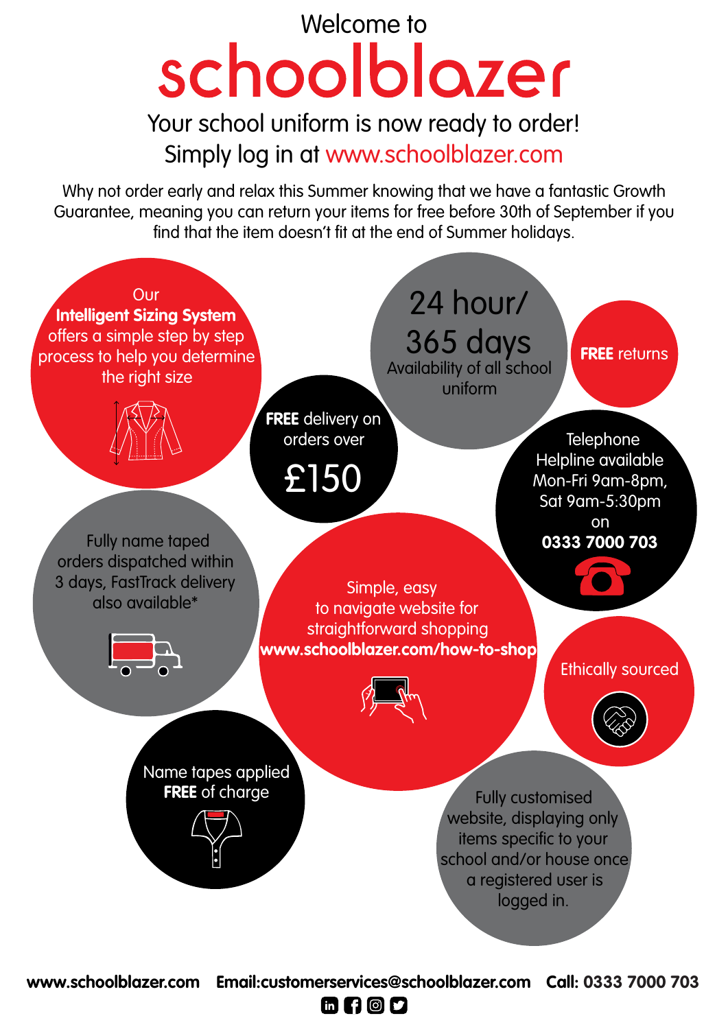Welcome to

# schoolblazer

## Your school uniform is now ready to order!
## Simply log in at www.schoolblazer.com

Why not order early and relax this Summer knowing that we have a fantastic Growth Guarantee, meaning you can return your items for free before 30th of September if you find that the item doesn't fit at the end of Summer holidays.

Our **Intelligent Sizing System** offers a simple step by step process to help you determine the right size

24 hour/ 365 days
Availability of all school uniform

**FREE** returns

**FREE** delivery on orders over £150

Telephone Helpline available Mon-Fri 9am-8pm, Sat 9am-5:30pm on **0333 7000 703**

Fully name taped orders dispatched within 3 days, FastTrack delivery also available*

Simple, easy to navigate website for straightforward shopping **www.schoolblazer.com/how-to-shop**

Ethically sourced

Name tapes applied **FREE** of charge

Fully customised website, displaying only items specific to your school and/or house once a registered user is logged in.

**www.schoolblazer.com** **Email:customerservices@schoolblazer.com** **Call: 0333 7000 703**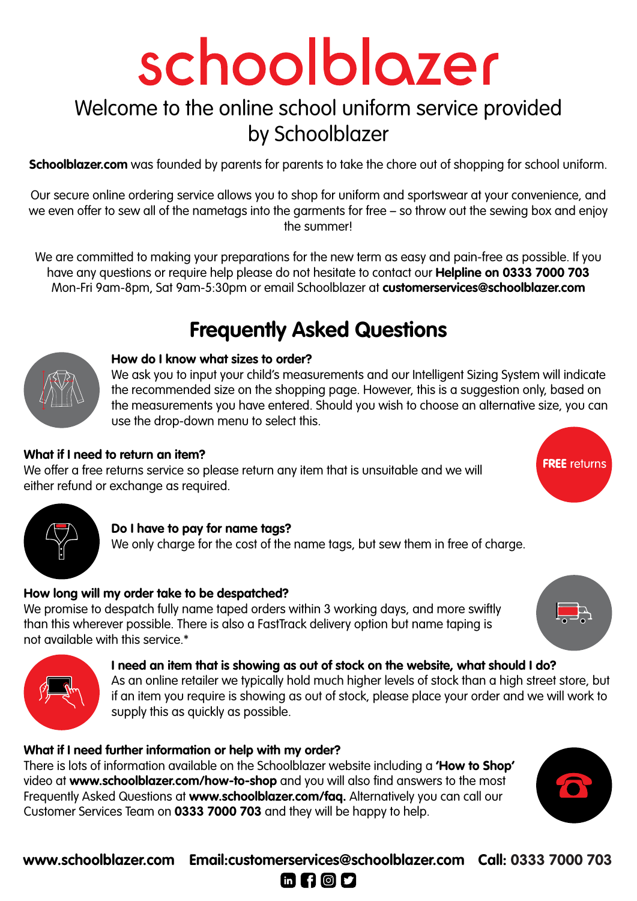# schoolblazer

## Welcome to the online school uniform service provided by Schoolblazer

**Schoolblazer.com** was founded by parents for parents to take the chore out of shopping for school uniform.

Our secure online ordering service allows you to shop for uniform and sportswear at your convenience, and we even offer to sew all of the nametags into the garments for free – so throw out the sewing box and enjoy the summer!

We are committed to making your preparations for the new term as easy and pain-free as possible. If you have any questions or require help please do not hesitate to contact our **Helpline on 0333 7000 703** Mon-Fri 9am-8pm, Sat 9am-5:30pm or email Schoolblazer at **customerservices@schoolblazer.com**

## Frequently Asked Questions

**How do I know what sizes to order?**
We ask you to input your child's measurements and our Intelligent Sizing System will indicate the recommended size on the shopping page. However, this is a suggestion only, based on the measurements you have entered. Should you wish to choose an alternative size, you can use the drop-down menu to select this.

**What if I need to return an item?**
We offer a free returns service so please return any item that is unsuitable and we will either refund or exchange as required.

**FREE** returns

**Do I have to pay for name tags?**
We only charge for the cost of the name tags, but sew them in free of charge.

**How long will my order take to be despatched?**
We promise to despatch fully name taped orders within 3 working days, and more swiftly than this wherever possible. There is also a FastTrack delivery option but name taping is not available with this service.*

**I need an item that is showing as out of stock on the website, what should I do?**
As an online retailer we typically hold much higher levels of stock than a high street store, but if an item you require is showing as out of stock, please place your order and we will work to supply this as quickly as possible.

**What if I need further information or help with my order?**
There is lots of information available on the Schoolblazer website including a **'How to Shop'** video at **www.schoolblazer.com/how-to-shop** and you will also find answers to the most Frequently Asked Questions at **www.schoolblazer.com/faq.** Alternatively you can call our Customer Services Team on **0333 7000 703** and they will be happy to help.

**www.schoolblazer.com** **Email:customerservices@schoolblazer.com** **Call: 0333 7000 703**